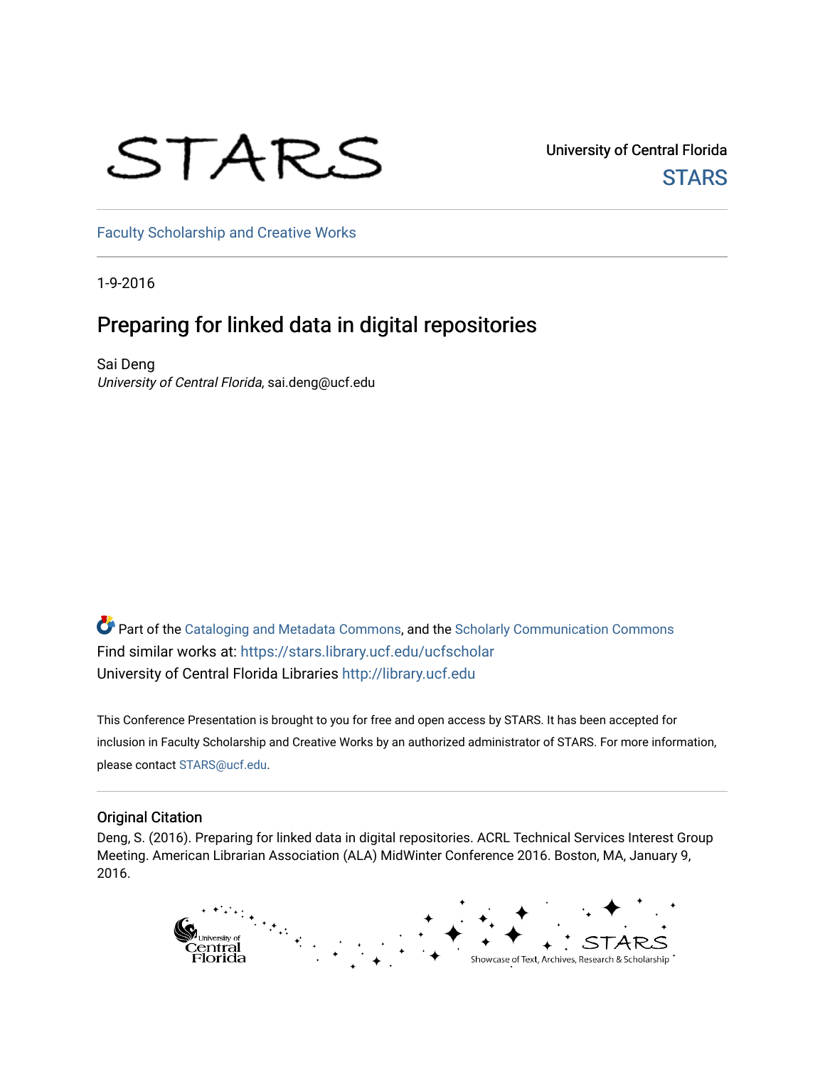STARS

University of Central Florida

STARS

Faculty Scholarship and Creative Works

1-9-2016

# Preparing for linked data in digital repositories

Sai Deng
*University of Central Florida*, sai.deng@ucf.edu

Part of the Cataloging and Metadata Commons, and the Scholarly Communication Commons
Find similar works at: https://stars.library.ucf.edu/ucfscholar
University of Central Florida Libraries http://library.ucf.edu

This Conference Presentation is brought to you for free and open access by STARS. It has been accepted for inclusion in Faculty Scholarship and Creative Works by an authorized administrator of STARS. For more information, please contact STARS@ucf.edu.

## Original Citation

Deng, S. (2016). Preparing for linked data in digital repositories. ACRL Technical Services Interest Group Meeting. American Librarian Association (ALA) MidWinter Conference 2016. Boston, MA, January 9, 2016.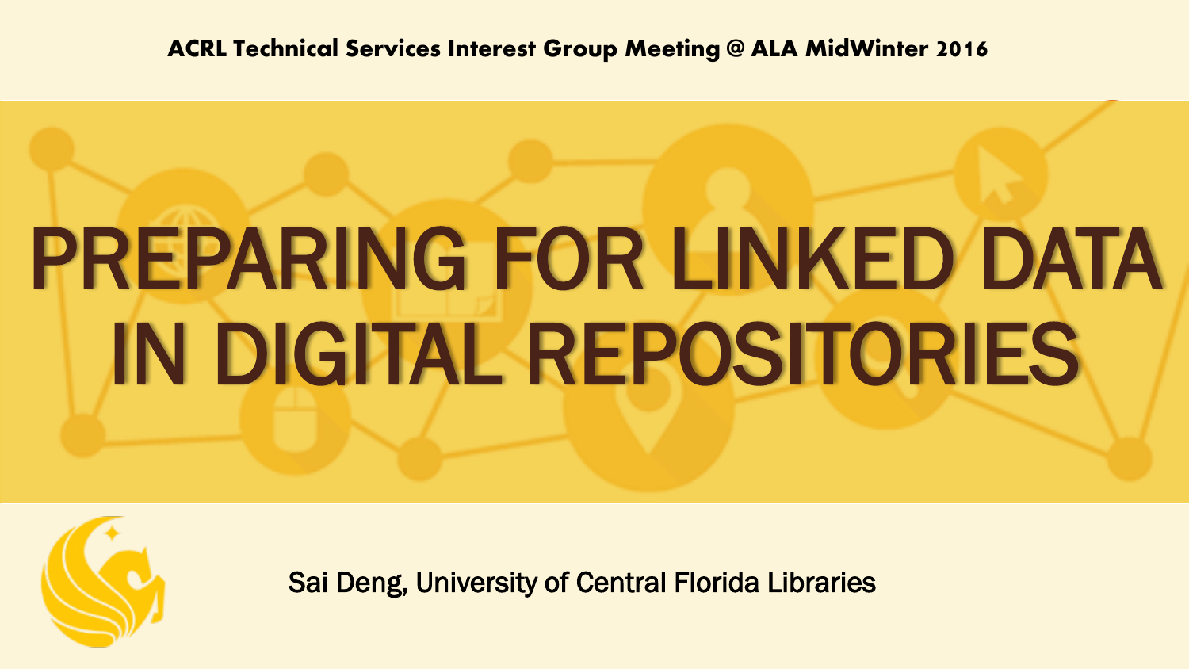ACRL Technical Services Interest Group Meeting @ ALA MidWinter 2016

# PREPARING FOR LINKED DATA IN DIGITAL REPOSITORIES

Sai Deng, University of Central Florida Libraries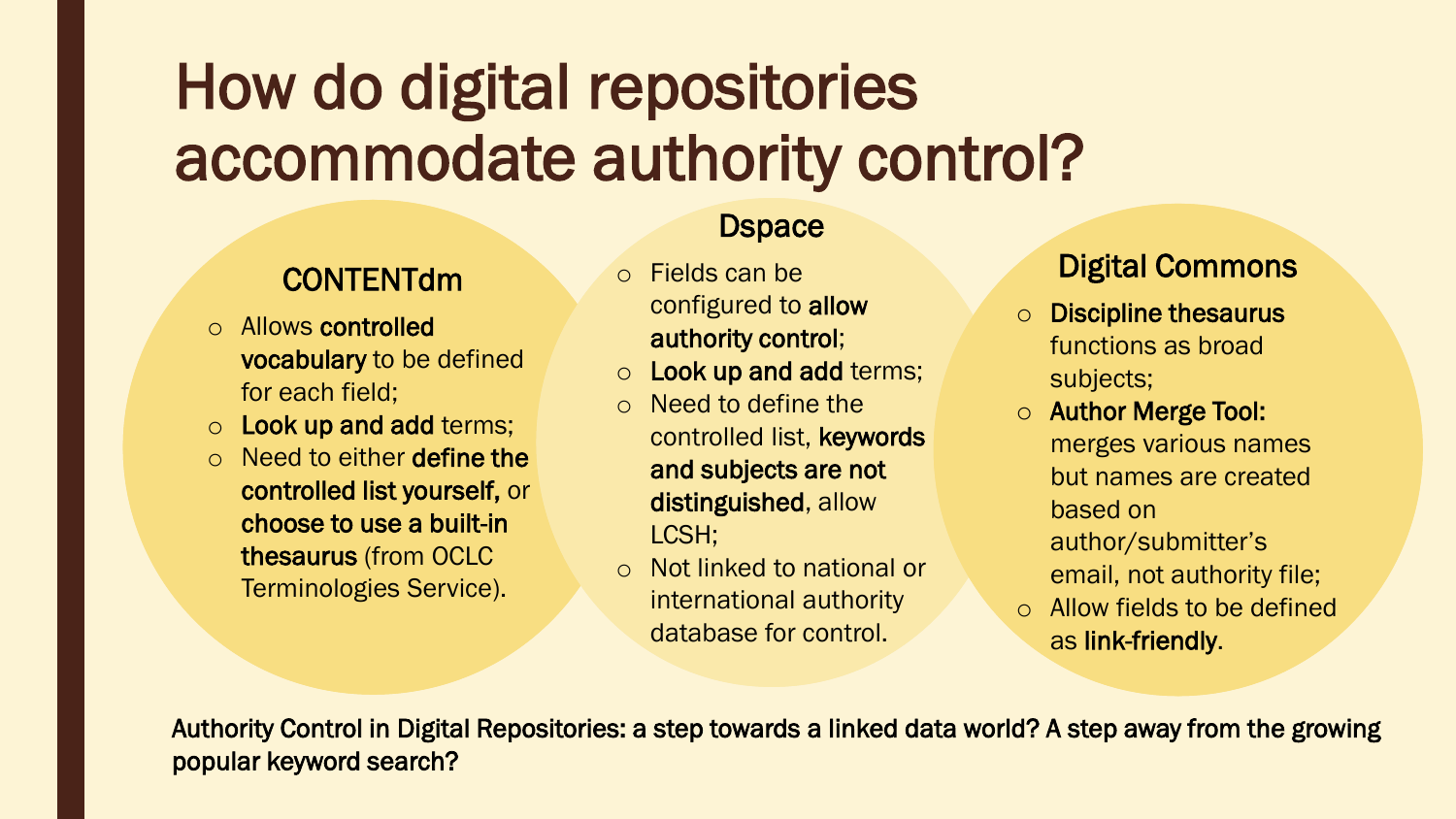# How do digital repositories accommodate authority control?

## CONTENTdm

- Allows **controlled vocabulary** to be defined for each field;
- **Look up and add** terms;
- Need to either **define the controlled list yourself,** or **choose to use a built-in thesaurus** (from OCLC Terminologies Service).

## Dspace

- Fields can be configured to **allow authority control**;
- **Look up and add** terms;
- Need to define the controlled list, **keywords and subjects are not distinguished**, allow LCSH;
- Not linked to national or international authority database for control.

## Digital Commons

- **Discipline thesaurus** functions as broad subjects;
- **Author Merge Tool:** merges various names but names are created based on author/submitter's email, not authority file;
- Allow fields to be defined as **link-friendly**.

Authority Control in Digital Repositories: a step towards a linked data world? A step away from the growing popular keyword search?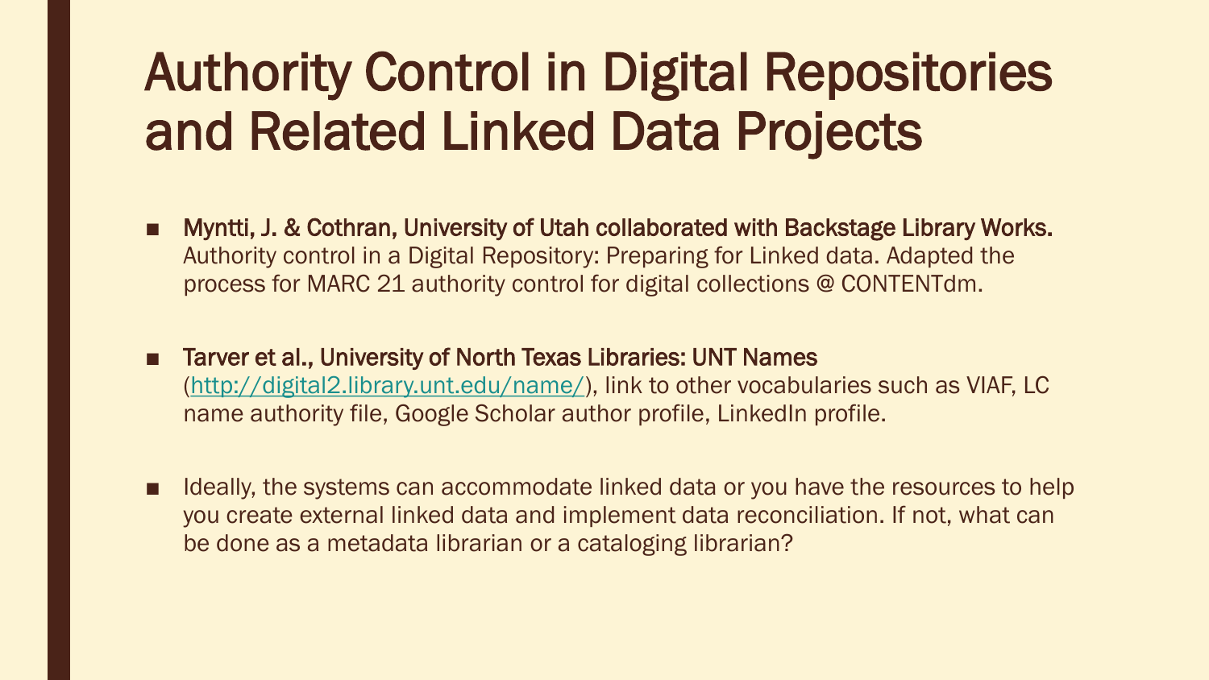# Authority Control in Digital Repositories and Related Linked Data Projects

- **Myntti, J. & Cothran, University of Utah collaborated with Backstage Library Works.** Authority control in a Digital Repository: Preparing for Linked data. Adapted the process for MARC 21 authority control for digital collections @ CONTENTdm.

- **Tarver et al., University of North Texas Libraries: UNT Names** (http://digital2.library.unt.edu/name/), link to other vocabularies such as VIAF, LC name authority file, Google Scholar author profile, LinkedIn profile.

- Ideally, the systems can accommodate linked data or you have the resources to help you create external linked data and implement data reconciliation. If not, what can be done as a metadata librarian or a cataloging librarian?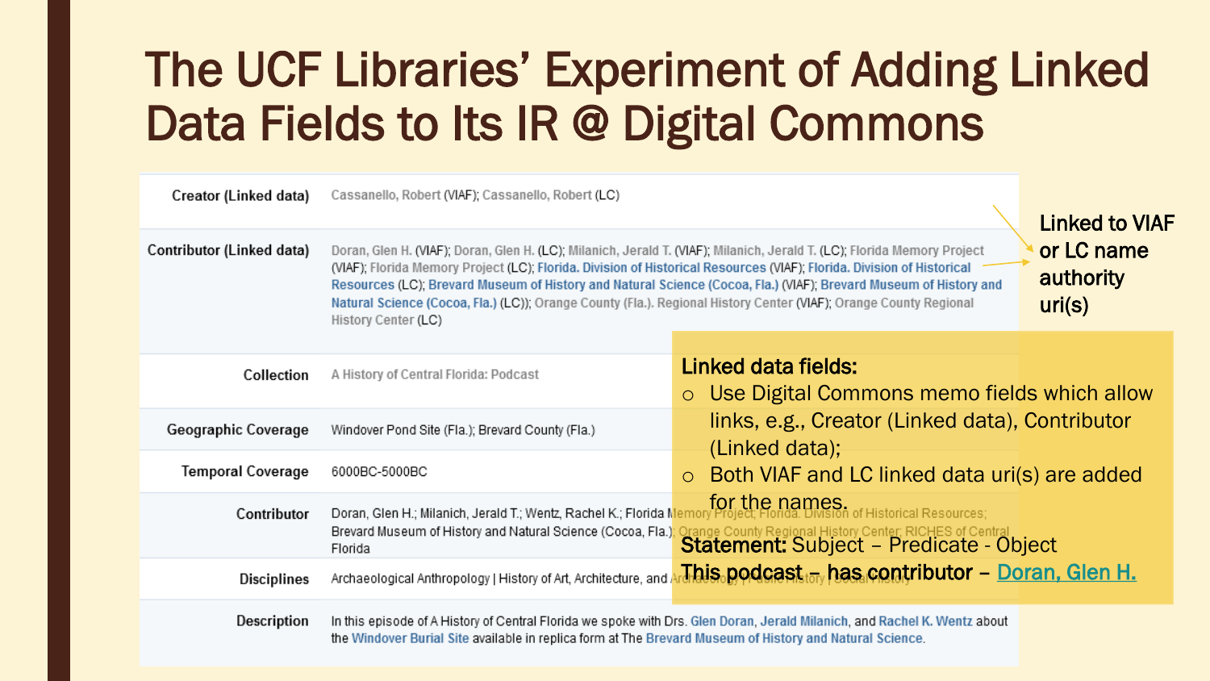# The UCF Libraries' Experiment of Adding Linked Data Fields to Its IR @ Digital Commons

| | |
|---|---|
| Creator (Linked data) | Cassanello, Robert (VIAF); Cassanello, Robert (LC) |
| Contributor (Linked data) | Doran, Glen H. (VIAF); Doran, Glen H. (LC); Milanich, Jerald T. (VIAF); Milanich, Jerald T. (LC); Florida Memory Project (VIAF); Florida Memory Project (LC); Florida. Division of Historical Resources (VIAF); Florida. Division of Historical Resources (LC); Brevard Museum of History and Natural Science (Cocoa, Fla.) (VIAF); Brevard Museum of History and Natural Science (Cocoa, Fla.) (LC)); Orange County (Fla.). Regional History Center (VIAF); Orange County Regional History Center (LC) |
| Collection | A History of Central Florida: Podcast |
| Geographic Coverage | Windover Pond Site (Fla.); Brevard County (Fla.) |
| Temporal Coverage | 6000BC-5000BC |
| Contributor | Doran, Glen H.; Milanich, Jerald T.; Wentz, Rachel K.; Florida Memory Project; Florida. Division of Historical Resources; Brevard Museum of History and Natural Science (Cocoa, Fla.); Orange County Regional History Center; RICHES of Central Florida |
| Disciplines | Archaeological Anthropology \| History of Art, Architecture, and Archaeology \| Public History \| Social History |
| Description | In this episode of A History of Central Florida we spoke with Drs. Glen Doran, Jerald Milanich, and Rachel K. Wentz about the Windover Burial Site available in replica form at The Brevard Museum of History and Natural Science. |

Linked to VIAF or LC name authority uri(s)

**Linked data fields:**

- Use Digital Commons memo fields which allow links, e.g., Creator (Linked data), Contributor (Linked data);
- Both VIAF and LC linked data uri(s) are added for the names.

**Statement:** Subject – Predicate - Object

**This podcast – has contributor –** Doran, Glen H.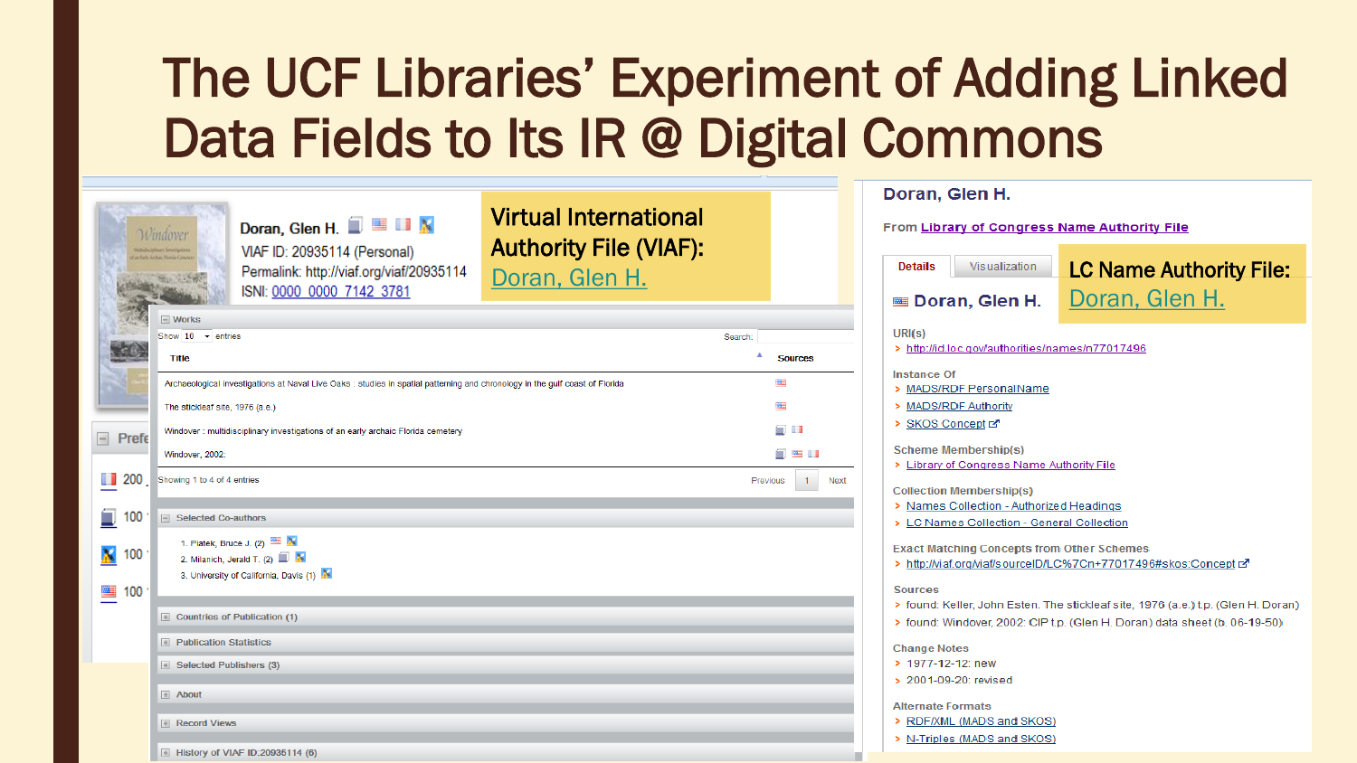# The UCF Libraries' Experiment of Adding Linked Data Fields to Its IR @ Digital Commons

**Doran, Glen H.**

VIAF ID: 20935114 (Personal)

Permalink: http://viaf.org/viaf/20935114

ISNI: 0000 0000 7142 3781

Virtual International Authority File (VIAF): Doran, Glen H.

Works

Show 10 entries

Search:

| Title | Sources |
| --- | --- |
| Archaeological investigations at Naval Live Oaks : studies in spatial patterning and chronology in the gulf coast of Florida | |
| The stickleaf site, 1976 (a.e.) | |
| Windover : multidisciplinary investigations of an early archaic Florida cemetery | |
| Windover, 2002. | |

Showing 1 to 4 of 4 entries

Previous 1 Next

Selected Co-authors

1. Platek, Bruce J. (2)
2. Milanich, Jerald T. (2)
3. University of California, Davis (1)

Countries of Publication (1)

Publication Statistics

Selected Publishers (3)

About

Record Views

History of VIAF ID:20935114 (6)

---

**Doran, Glen H.**

From Library of Congress Name Authority File

Details | Visualization

LC Name Authority File: Doran, Glen H.

**Doran, Glen H.**

URI(s)
- http://id.loc.gov/authorities/names/n77017496

Instance Of
- MADS/RDF PersonalName
- MADS/RDF Authority
- SKOS Concept

Scheme Membership(s)
- Library of Congress Name Authority File

Collection Membership(s)
- Names Collection - Authorized Headings
- LC Names Collection - General Collection

Exact Matching Concepts from Other Schemes
- http://viaf.org/viaf/sourceID/LC%7Cn+77017496#skos:Concept

Sources
- found: Keller, John Esten. The stickleaf site, 1976 (a.e.) t.p. (Glen H. Doran)
- found: Windover, 2002: CIP t.p. (Glen H. Doran) data sheet (b. 06-19-50)

Change Notes
- 1977-12-12: new
- 2001-09-20: revised

Alternate Formats
- RDF/XML (MADS and SKOS)
- N-Triples (MADS and SKOS)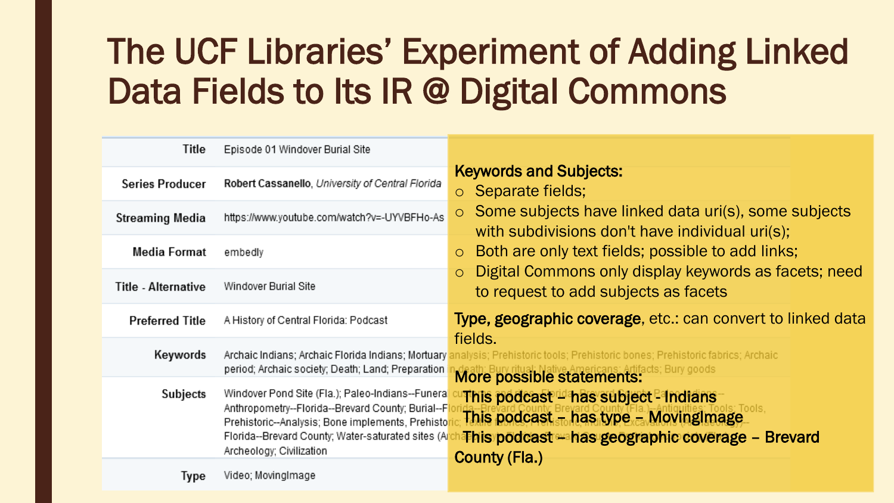# The UCF Libraries' Experiment of Adding Linked Data Fields to Its IR @ Digital Commons

| | |
|---|---|
| Title | Episode 01 Windover Burial Site |
| Series Producer | **Robert Cassanello**, *University of Central Florida* |
| Streaming Media | https://www.youtube.com/watch?v=-UYVBFHo-As |
| Media Format | embedly |
| Title - Alternative | Windover Burial Site |
| Preferred Title | A History of Central Florida: Podcast |
| Keywords | Archaic Indians; Archaic Florida Indians; Mortuary analysis; Prehistoric tools; Prehistoric bones; Prehistoric fabrics; Archaic period; Archaic society; Death; Land; Preparation in death; Bury ritual; Native Americans; Artifacts; Bury goods |
| Subjects | Windover Pond Site (Fla.); Paleo-Indians--Funeral cu... Anthropometry--Florida--Brevard County; Burial--Florida--Brevard County; Brevard County (Fla.)--Antiquities; Tools; Tools, Prehistoric--Analysis; Bone implements, Prehistoric... Florida--Brevard County; Water-saturated sites (Ar... Archeology; Civilization |
| Type | Video; MovingImage |

**Keywords and Subjects:**

- Separate fields;
- Some subjects have linked data uri(s), some subjects with subdivisions don't have individual uri(s);
- Both are only text fields; possible to add links;
- Digital Commons only display keywords as facets; need to request to add subjects as facets

**Type, geographic coverage**, etc.: can convert to linked data fields.

**More possible statements:**

This podcast – has subject - Indians

This podcast – has type – MovingImage

This podcast – has geographic coverage – Brevard County (Fla.)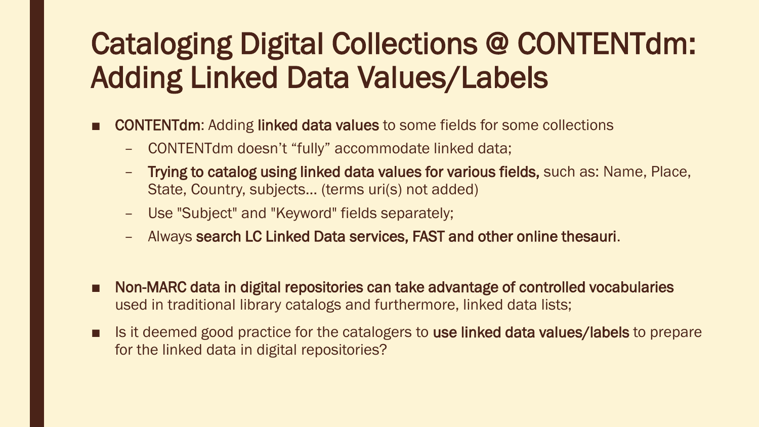# Cataloging Digital Collections @ CONTENTdm: Adding Linked Data Values/Labels

- **CONTENTdm**: Adding **linked data values** to some fields for some collections
  - CONTENTdm doesn't "fully" accommodate linked data;
  - **Trying to catalog using linked data values for various fields,** such as: Name, Place, State, Country, subjects… (terms uri(s) not added)
  - Use "Subject" and "Keyword" fields separately;
  - Always **search LC Linked Data services, FAST and other online thesauri**.

- **Non-MARC data in digital repositories can take advantage of controlled vocabularies** used in traditional library catalogs and furthermore, linked data lists;
- Is it deemed good practice for the catalogers to **use linked data values/labels** to prepare for the linked data in digital repositories?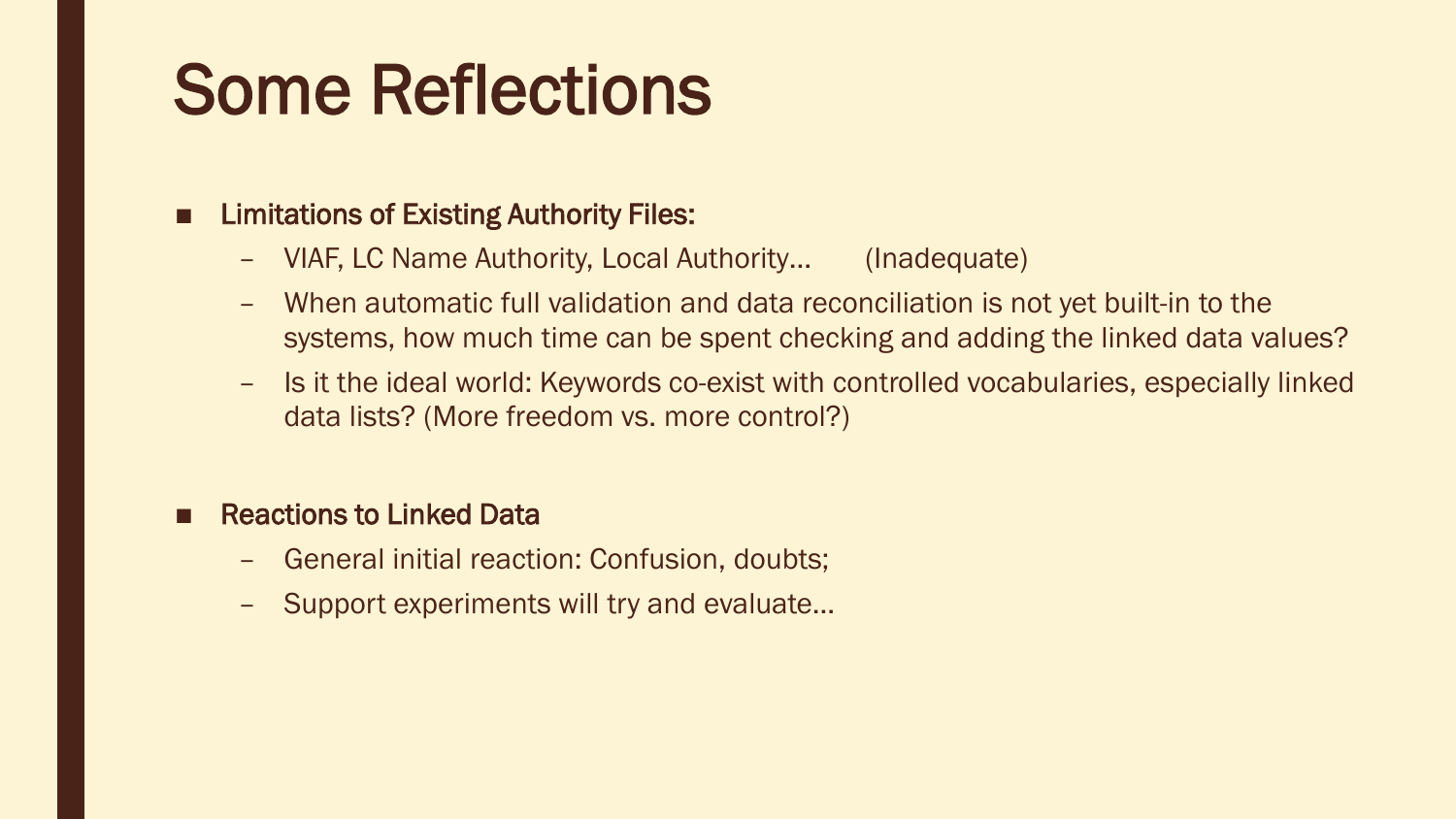# Some Reflections

- **Limitations of Existing Authority Files:**
  - VIAF, LC Name Authority, Local Authority… (Inadequate)
  - When automatic full validation and data reconciliation is not yet built-in to the systems, how much time can be spent checking and adding the linked data values?
  - Is it the ideal world: Keywords co-exist with controlled vocabularies, especially linked data lists? (More freedom vs. more control?)

- **Reactions to Linked Data**
  - General initial reaction: Confusion, doubts;
  - Support experiments will try and evaluate…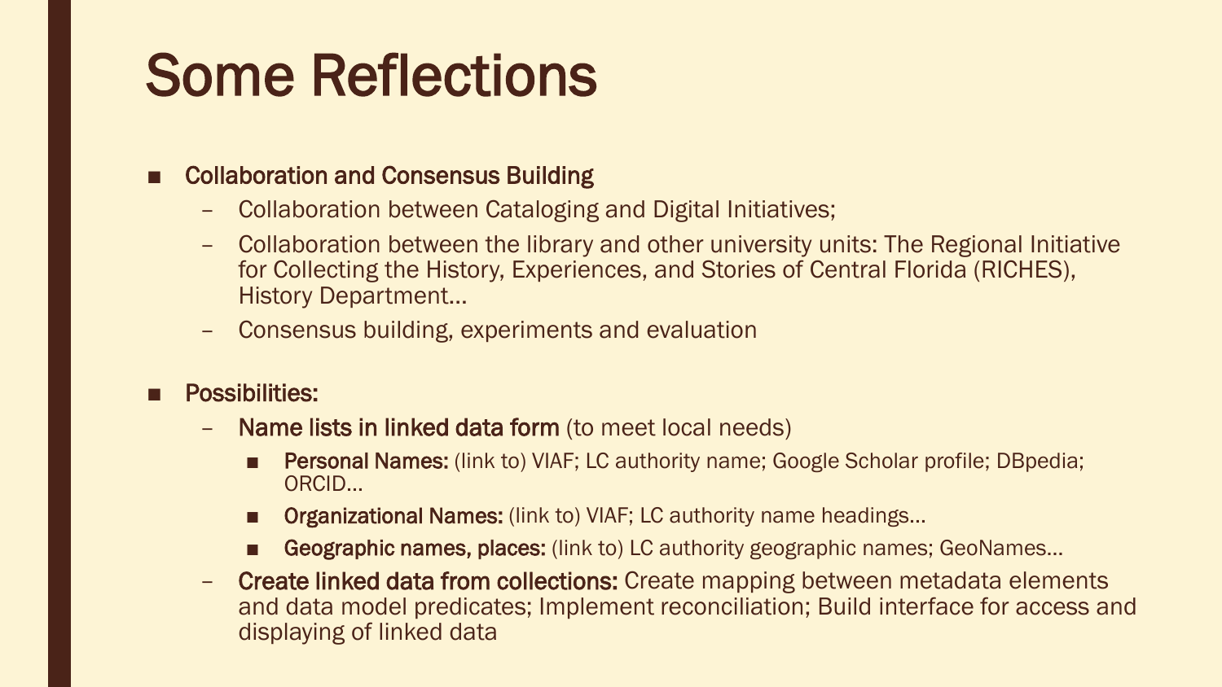# Some Reflections

- Collaboration and Consensus Building
  - Collaboration between Cataloging and Digital Initiatives;
  - Collaboration between the library and other university units: The Regional Initiative for Collecting the History, Experiences, and Stories of Central Florida (RICHES), History Department…
  - Consensus building, experiments and evaluation

- Possibilities:
  - **Name lists in linked data form** (to meet local needs)
    - **Personal Names:** (link to) VIAF; LC authority name; Google Scholar profile; DBpedia; ORCID…
    - **Organizational Names:** (link to) VIAF; LC authority name headings…
    - **Geographic names, places:** (link to) LC authority geographic names; GeoNames…
  - **Create linked data from collections:** Create mapping between metadata elements and data model predicates; Implement reconciliation; Build interface for access and displaying of linked data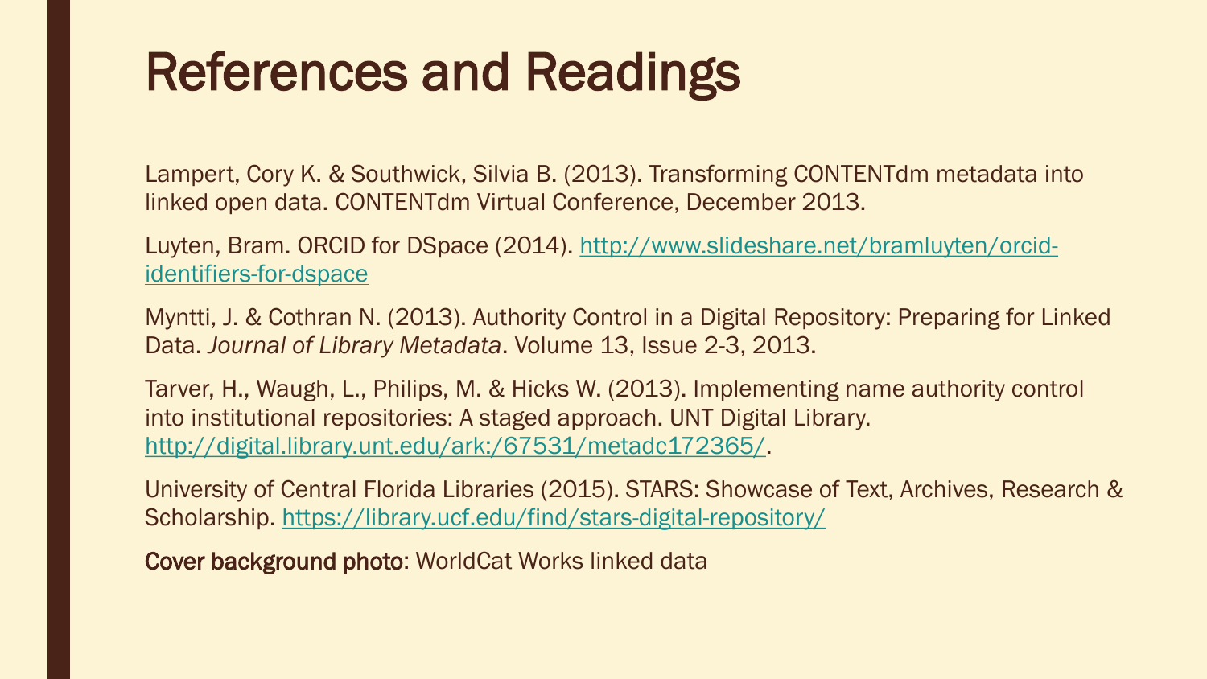# References and Readings

Lampert, Cory K. & Southwick, Silvia B. (2013). Transforming CONTENTdm metadata into linked open data. CONTENTdm Virtual Conference, December 2013.

Luyten, Bram. ORCID for DSpace (2014). http://www.slideshare.net/bramluyten/orcid-identifiers-for-dspace

Myntti, J. & Cothran N. (2013). Authority Control in a Digital Repository: Preparing for Linked Data. *Journal of Library Metadata*. Volume 13, Issue 2-3, 2013.

Tarver, H., Waugh, L., Philips, M. & Hicks W. (2013). Implementing name authority control into institutional repositories: A staged approach. UNT Digital Library. http://digital.library.unt.edu/ark:/67531/metadc172365/.

University of Central Florida Libraries (2015). STARS: Showcase of Text, Archives, Research & Scholarship. https://library.ucf.edu/find/stars-digital-repository/

**Cover background photo**: WorldCat Works linked data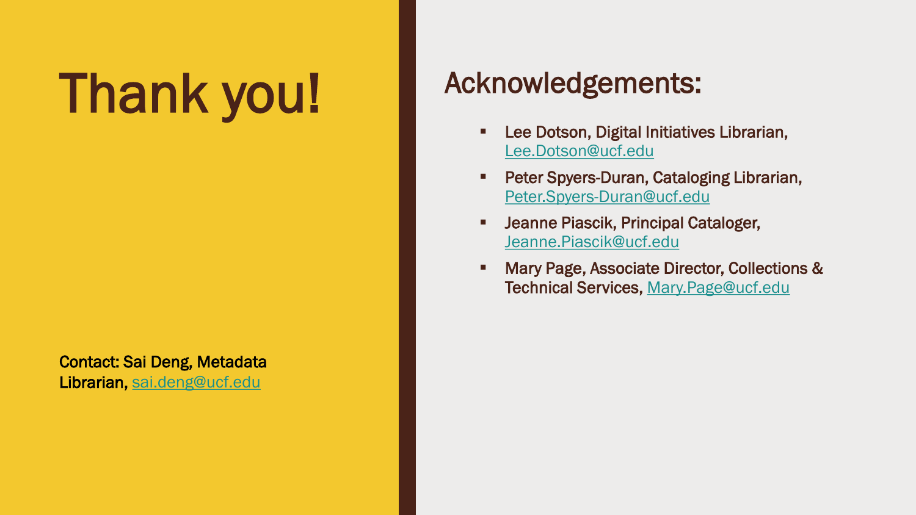# Thank you!

Contact: Sai Deng, Metadata Librarian, sai.deng@ucf.edu

## Acknowledgements:

- Lee Dotson, Digital Initiatives Librarian, Lee.Dotson@ucf.edu
- Peter Spyers-Duran, Cataloging Librarian, Peter.Spyers-Duran@ucf.edu
- Jeanne Piascik, Principal Cataloger, Jeanne.Piascik@ucf.edu
- Mary Page, Associate Director, Collections & Technical Services, Mary.Page@ucf.edu